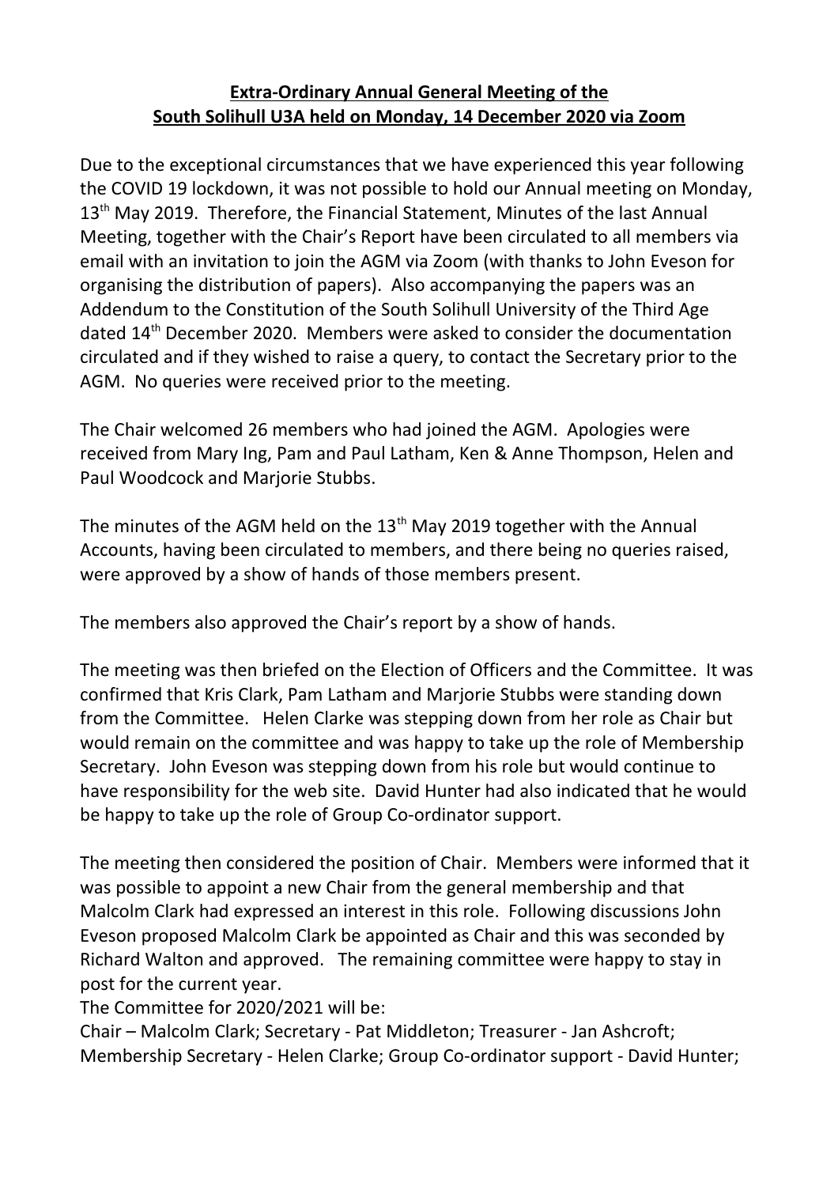**Extra-Ordinary Annual General Meeting of the South Solihull U3A held on Monday, 14 December 2020 via Zoom**

Due to the exceptional circumstances that we have experienced this year following the COVID 19 lockdown, it was not possible to hold our Annual meeting on Monday, 13th May 2019. Therefore, the Financial Statement, Minutes of the last Annual Meeting, together with the Chair's Report have been circulated to all members via email with an invitation to join the AGM via Zoom (with thanks to John Eveson for organising the distribution of papers). Also accompanying the papers was an Addendum to the Constitution of the South Solihull University of the Third Age dated 14th December 2020. Members were asked to consider the documentation circulated and if they wished to raise a query, to contact the Secretary prior to the AGM. No queries were received prior to the meeting.

The Chair welcomed 26 members who had joined the AGM. Apologies were received from Mary Ing, Pam and Paul Latham, Ken & Anne Thompson, Helen and Paul Woodcock and Marjorie Stubbs.

The minutes of the AGM held on the 13th May 2019 together with the Annual Accounts, having been circulated to members, and there being no queries raised, were approved by a show of hands of those members present.

The members also approved the Chair's report by a show of hands.

The meeting was then briefed on the Election of Officers and the Committee. It was confirmed that Kris Clark, Pam Latham and Marjorie Stubbs were standing down from the Committee. Helen Clarke was stepping down from her role as Chair but would remain on the committee and was happy to take up the role of Membership Secretary. John Eveson was stepping down from his role but would continue to have responsibility for the web site. David Hunter had also indicated that he would be happy to take up the role of Group Co-ordinator support.

The meeting then considered the position of Chair. Members were informed that it was possible to appoint a new Chair from the general membership and that Malcolm Clark had expressed an interest in this role. Following discussions John Eveson proposed Malcolm Clark be appointed as Chair and this was seconded by Richard Walton and approved. The remaining committee were happy to stay in post for the current year.

The Committee for 2020/2021 will be:

Chair – Malcolm Clark; Secretary - Pat Middleton; Treasurer - Jan Ashcroft; Membership Secretary - Helen Clarke; Group Co-ordinator support - David Hunter;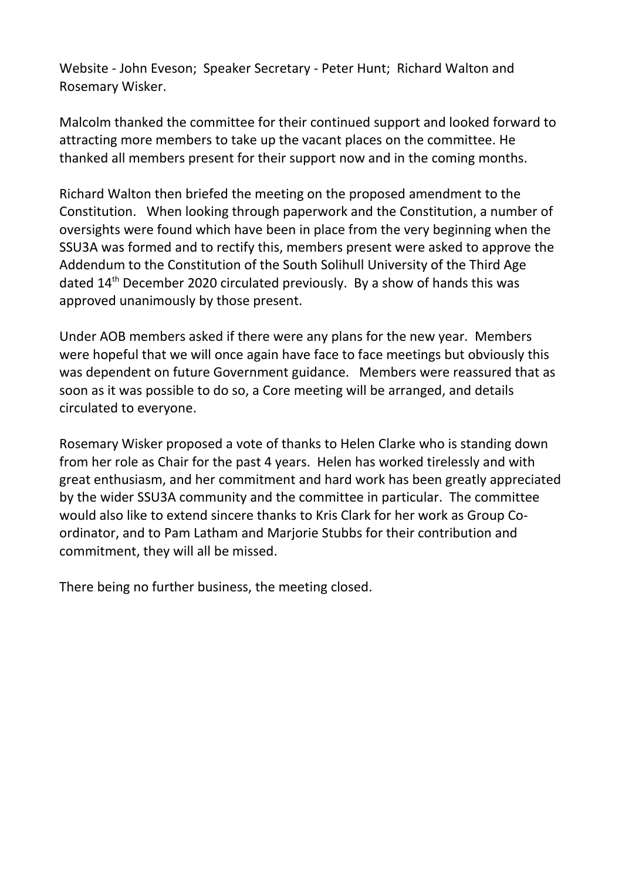Website - John Eveson; Speaker Secretary - Peter Hunt; Richard Walton and Rosemary Wisker.

Malcolm thanked the committee for their continued support and looked forward to attracting more members to take up the vacant places on the committee. He thanked all members present for their support now and in the coming months.

Richard Walton then briefed the meeting on the proposed amendment to the Constitution. When looking through paperwork and the Constitution, a number of oversights were found which have been in place from the very beginning when the SSU3A was formed and to rectify this, members present were asked to approve the Addendum to the Constitution of the South Solihull University of the Third Age dated 14th December 2020 circulated previously. By a show of hands this was approved unanimously by those present.

Under AOB members asked if there were any plans for the new year. Members were hopeful that we will once again have face to face meetings but obviously this was dependent on future Government guidance. Members were reassured that as soon as it was possible to do so, a Core meeting will be arranged, and details circulated to everyone.

Rosemary Wisker proposed a vote of thanks to Helen Clarke who is standing down from her role as Chair for the past 4 years. Helen has worked tirelessly and with great enthusiasm, and her commitment and hard work has been greatly appreciated by the wider SSU3A community and the committee in particular. The committee would also like to extend sincere thanks to Kris Clark for her work as Group Co-ordinator, and to Pam Latham and Marjorie Stubbs for their contribution and commitment, they will all be missed.

There being no further business, the meeting closed.